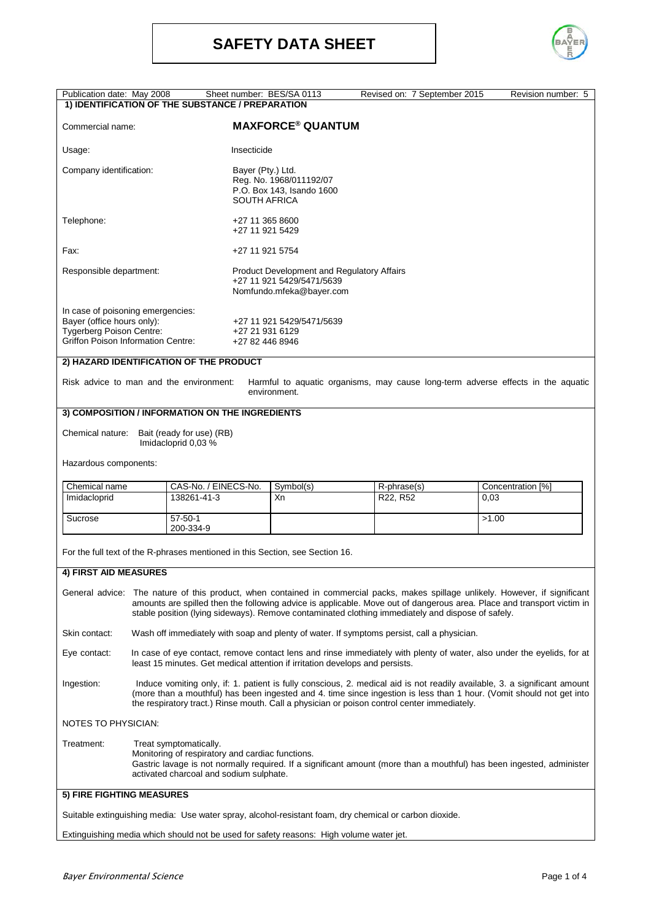# SAFETY DATA SHEET

Publication date: May 2008 Sheet number: BES/SA 0113 Revised on: 7 September 2015 Revision number: 5

## 1) IDENTIFICATION OF THE SUBSTANCE / PREPARATION

Commercial name: **MAXFORCE® QUANTUM**

Usage: Insecticide

Company identification:
Bayer (Pty.) Ltd.
Reg. No. 1968/011192/07
P.O. Box 143, Isando 1600
SOUTH AFRICA

Telephone:
+27 11 365 8600
+27 11 921 5429

Fax: +27 11 921 5754

Responsible department:
Product Development and Regulatory Affairs
+27 11 921 5429/5471/5639
Nomfundo.mfeka@bayer.com

In case of poisoning emergencies:
Bayer (office hours only): +27 11 921 5429/5471/5639
Tygerberg Poison Centre: +27 21 931 6129
Griffon Poison Information Centre: +27 82 446 8946

## 2) HAZARD IDENTIFICATION OF THE PRODUCT

Risk advice to man and the environment: Harmful to aquatic organisms, may cause long-term adverse effects in the aquatic environment.

## 3) COMPOSITION / INFORMATION ON THE INGREDIENTS

Chemical nature: Bait (ready for use) (RB)
Imidacloprid 0,03 %

Hazardous components:

| Chemical name | CAS-No. / EINECS-No. | Symbol(s) | R-phrase(s) | Concentration [%] |
|---|---|---|---|---|
| Imidacloprid | 138261-41-3 | Xn | R22, R52 | 0,03 |
| Sucrose | 57-50-1<br>200-334-9 | | | >1.00 |

For the full text of the R-phrases mentioned in this Section, see Section 16.

## 4) FIRST AID MEASURES

General advice: The nature of this product, when contained in commercial packs, makes spillage unlikely. However, if significant amounts are spilled then the following advice is applicable. Move out of dangerous area. Place and transport victim in stable position (lying sideways). Remove contaminated clothing immediately and dispose of safely.

Skin contact: Wash off immediately with soap and plenty of water. If symptoms persist, call a physician.

Eye contact: In case of eye contact, remove contact lens and rinse immediately with plenty of water, also under the eyelids, for at least 15 minutes. Get medical attention if irritation develops and persists.

Ingestion: Induce vomiting only, if: 1. patient is fully conscious, 2. medical aid is not readily available, 3. a significant amount (more than a mouthful) has been ingested and 4. time since ingestion is less than 1 hour. (Vomit should not get into the respiratory tract.) Rinse mouth. Call a physician or poison control center immediately.

NOTES TO PHYSICIAN:

Treatment: Treat symptomatically.
Monitoring of respiratory and cardiac functions.
Gastric lavage is not normally required. If a significant amount (more than a mouthful) has been ingested, administer activated charcoal and sodium sulphate.

## 5) FIRE FIGHTING MEASURES

Suitable extinguishing media: Use water spray, alcohol-resistant foam, dry chemical or carbon dioxide.

Extinguishing media which should not be used for safety reasons: High volume water jet.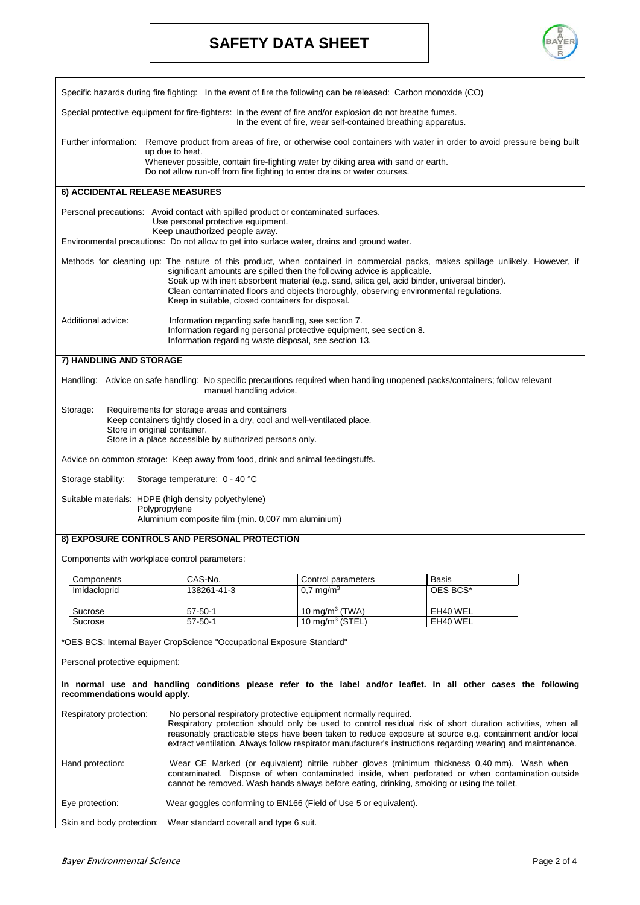# SAFETY DATA SHEET

Specific hazards during fire fighting: In the event of fire the following can be released: Carbon monoxide (CO)

Special protective equipment for fire-fighters: In the event of fire and/or explosion do not breathe fumes.
In the event of fire, wear self-contained breathing apparatus.

Further information: Remove product from areas of fire, or otherwise cool containers with water in order to avoid pressure being built up due to heat.
Whenever possible, contain fire-fighting water by diking area with sand or earth.
Do not allow run-off from fire fighting to enter drains or water courses.

## 6) ACCIDENTAL RELEASE MEASURES

Personal precautions: Avoid contact with spilled product or contaminated surfaces.
Use personal protective equipment.
Keep unauthorized people away.

Environmental precautions: Do not allow to get into surface water, drains and ground water.

Methods for cleaning up: The nature of this product, when contained in commercial packs, makes spillage unlikely. However, if significant amounts are spilled then the following advice is applicable.
Soak up with inert absorbent material (e.g. sand, silica gel, acid binder, universal binder).
Clean contaminated floors and objects thoroughly, observing environmental regulations.
Keep in suitable, closed containers for disposal.

Additional advice: Information regarding safe handling, see section 7.
Information regarding personal protective equipment, see section 8.
Information regarding waste disposal, see section 13.

## 7) HANDLING AND STORAGE

Handling: Advice on safe handling: No specific precautions required when handling unopened packs/containers; follow relevant manual handling advice.

Storage: Requirements for storage areas and containers
Keep containers tightly closed in a dry, cool and well-ventilated place.
Store in original container.
Store in a place accessible by authorized persons only.

Advice on common storage: Keep away from food, drink and animal feedingstuffs.

Storage stability: Storage temperature: 0 - 40 °C

Suitable materials: HDPE (high density polyethylene)
Polypropylene
Aluminium composite film (min. 0,007 mm aluminium)

## 8) EXPOSURE CONTROLS AND PERSONAL PROTECTION

Components with workplace control parameters:

| Components | CAS-No. | Control parameters | Basis |
|---|---|---|---|
| Imidacloprid | 138261-41-3 | 0,7 mg/m$^3$ | OES BCS* |
| Sucrose | 57-50-1 | 10 mg/m$^3$ (TWA) | EH40 WEL |
| Sucrose | 57-50-1 | 10 mg/m$^3$ (STEL) | EH40 WEL |

*OES BCS: Internal Bayer CropScience "Occupational Exposure Standard"

Personal protective equipment:

**In normal use and handling conditions please refer to the label and/or leaflet. In all other cases the following recommendations would apply.**

Respiratory protection: No personal respiratory protective equipment normally required.
Respiratory protection should only be used to control residual risk of short duration activities, when all reasonably practicable steps have been taken to reduce exposure at source e.g. containment and/or local extract ventilation. Always follow respirator manufacturer's instructions regarding wearing and maintenance.

Hand protection: Wear CE Marked (or equivalent) nitrile rubber gloves (minimum thickness 0,40 mm). Wash when contaminated. Dispose of when contaminated inside, when perforated or when contamination outside cannot be removed. Wash hands always before eating, drinking, smoking or using the toilet.

Eye protection: Wear goggles conforming to EN166 (Field of Use 5 or equivalent).

Skin and body protection: Wear standard coverall and type 6 suit.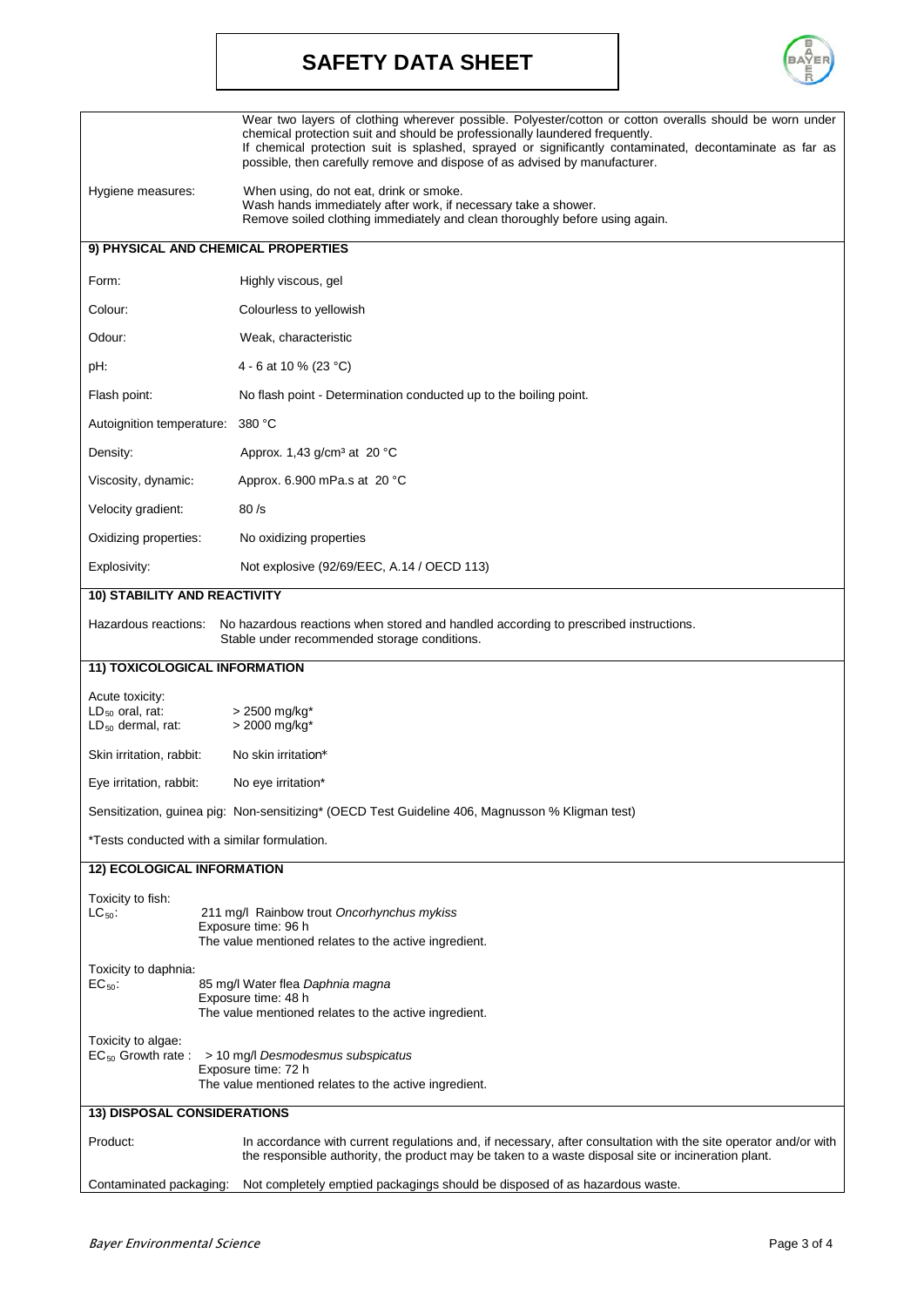Wear two layers of clothing wherever possible. Polyester/cotton or cotton overalls should be worn under chemical protection suit and should be professionally laundered frequently.
If chemical protection suit is splashed, sprayed or significantly contaminated, decontaminate as far as possible, then carefully remove and dispose of as advised by manufacturer.

Hygiene measures: When using, do not eat, drink or smoke.
Wash hands immediately after work, if necessary take a shower.
Remove soiled clothing immediately and clean thoroughly before using again.

## 9) PHYSICAL AND CHEMICAL PROPERTIES

| | |
|---|---|
| Form: | Highly viscous, gel |
| Colour: | Colourless to yellowish |
| Odour: | Weak, characteristic |
| pH: | 4 - 6 at 10 % (23 °C) |
| Flash point: | No flash point - Determination conducted up to the boiling point. |
| Autoignition temperature: | 380 °C |
| Density: | Approx. 1,43 g/cm³ at 20 °C |
| Viscosity, dynamic: | Approx. 6.900 mPa.s at 20 °C |
| Velocity gradient: | 80 /s |
| Oxidizing properties: | No oxidizing properties |
| Explosivity: | Not explosive (92/69/EEC, A.14 / OECD 113) |

## 10) STABILITY AND REACTIVITY

Hazardous reactions: No hazardous reactions when stored and handled according to prescribed instructions.
Stable under recommended storage conditions.

## 11) TOXICOLOGICAL INFORMATION

Acute toxicity:

| | |
|---|---|
| $LD_{50}$ oral, rat: | > 2500 mg/kg* |
| $LD_{50}$ dermal, rat: | > 2000 mg/kg* |
| Skin irritation, rabbit: | No skin irritation* |
| Eye irritation, rabbit: | No eye irritation* |

Sensitization, guinea pig: Non-sensitizing* (OECD Test Guideline 406, Magnusson % Kligman test)

*Tests conducted with a similar formulation.

## 12) ECOLOGICAL INFORMATION

Toxicity to fish:
$LC_{50}$: 211 mg/l Rainbow trout *Oncorhynchus mykiss*
Exposure time: 96 h
The value mentioned relates to the active ingredient.

Toxicity to daphnia:
$EC_{50}$: 85 mg/l Water flea *Daphnia magna*
Exposure time: 48 h
The value mentioned relates to the active ingredient.

Toxicity to algae:
$EC_{50}$ Growth rate : > 10 mg/l *Desmodesmus subspicatus*
Exposure time: 72 h
The value mentioned relates to the active ingredient.

## 13) DISPOSAL CONSIDERATIONS

Product: In accordance with current regulations and, if necessary, after consultation with the site operator and/or with the responsible authority, the product may be taken to a waste disposal site or incineration plant.

Contaminated packaging: Not completely emptied packagings should be disposed of as hazardous waste.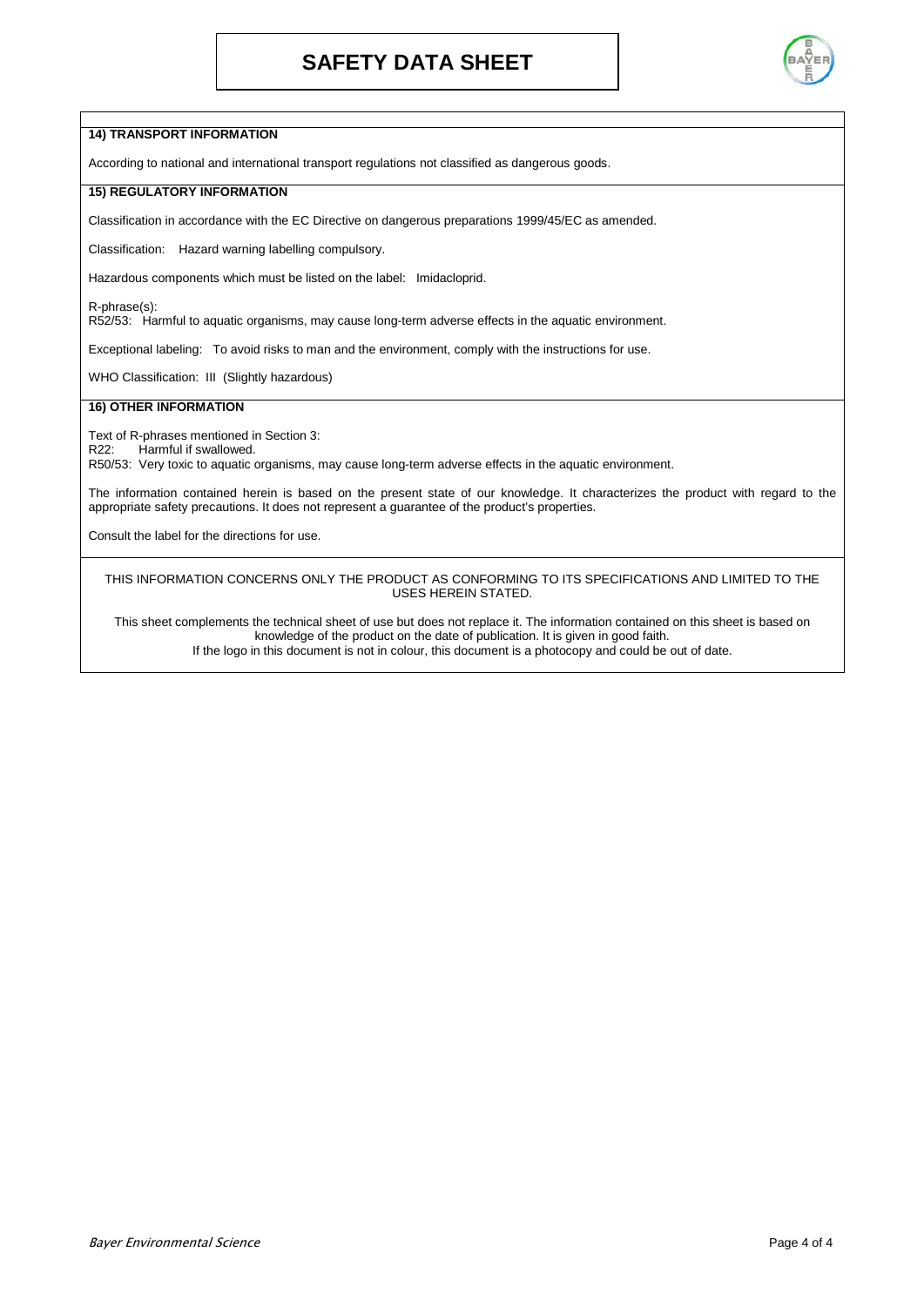## 14) TRANSPORT INFORMATION

According to national and international transport regulations not classified as dangerous goods.

## 15) REGULATORY INFORMATION

Classification in accordance with the EC Directive on dangerous preparations 1999/45/EC as amended.

Classification: Hazard warning labelling compulsory.

Hazardous components which must be listed on the label: Imidacloprid.

R-phrase(s):
R52/53: Harmful to aquatic organisms, may cause long-term adverse effects in the aquatic environment.

Exceptional labeling: To avoid risks to man and the environment, comply with the instructions for use.

WHO Classification: III (Slightly hazardous)

## 16) OTHER INFORMATION

Text of R-phrases mentioned in Section 3:
R22: Harmful if swallowed.
R50/53: Very toxic to aquatic organisms, may cause long-term adverse effects in the aquatic environment.

The information contained herein is based on the present state of our knowledge. It characterizes the product with regard to the appropriate safety precautions. It does not represent a guarantee of the product's properties.

Consult the label for the directions for use.

THIS INFORMATION CONCERNS ONLY THE PRODUCT AS CONFORMING TO ITS SPECIFICATIONS AND LIMITED TO THE USES HEREIN STATED.

This sheet complements the technical sheet of use but does not replace it. The information contained on this sheet is based on knowledge of the product on the date of publication. It is given in good faith.
If the logo in this document is not in colour, this document is a photocopy and could be out of date.